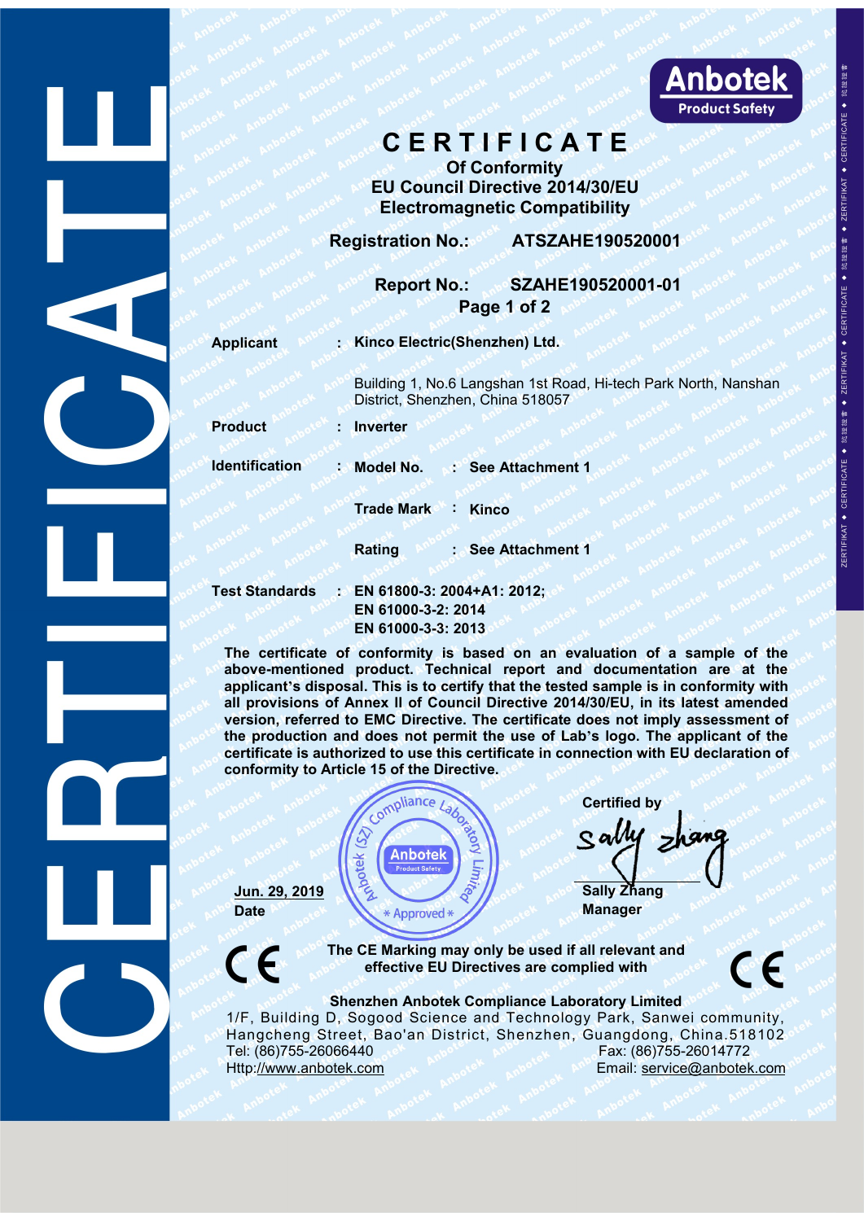# CERTIFICATE

## Of Conformity
## EU Council Directive 2014/30/EU
## Electromagnetic Compatibility

**Registration No.:** ATSZAHE190520001

**Report No.:** SZAHE190520001-01

Page 1 of 2

**Applicant** : **Kinco Electric(Shenzhen) Ltd.**

Building 1, No.6 Langshan 1st Road, Hi-tech Park North, Nanshan District, Shenzhen, China 518057

**Product** : **Inverter**

**Identification** : **Model No.** : **See Attachment 1**

**Trade Mark** : **Kinco**

**Rating** : **See Attachment 1**

**Test Standards** : **EN 61800-3: 2004+A1: 2012;**
**EN 61000-3-2: 2014**
**EN 61000-3-3: 2013**

**The certificate of conformity is based on an evaluation of a sample of the above-mentioned product. Technical report and documentation are at the applicant's disposal. This is to certify that the tested sample is in conformity with all provisions of Annex II of Council Directive 2014/30/EU, in its latest amended version, referred to EMC Directive. The certificate does not imply assessment of the production and does not permit the use of Lab's logo. The applicant of the certificate is authorized to use this certificate in connection with EU declaration of conformity to Article 15 of the Directive.**

**Jun. 29, 2019**
**Date**

**Certified by**

Sally Zhang
Manager

**The CE Marking may only be used if all relevant and effective EU Directives are complied with**

**Shenzhen Anbotek Compliance Laboratory Limited**

1/F, Building D, Sogood Science and Technology Park, Sanwei community, Hangcheng Street, Bao'an District, Shenzhen, Guangdong, China.518102

Tel: (86)755-26066440 Fax: (86)755-26014772

Http://www.anbotek.com Email: service@anbotek.com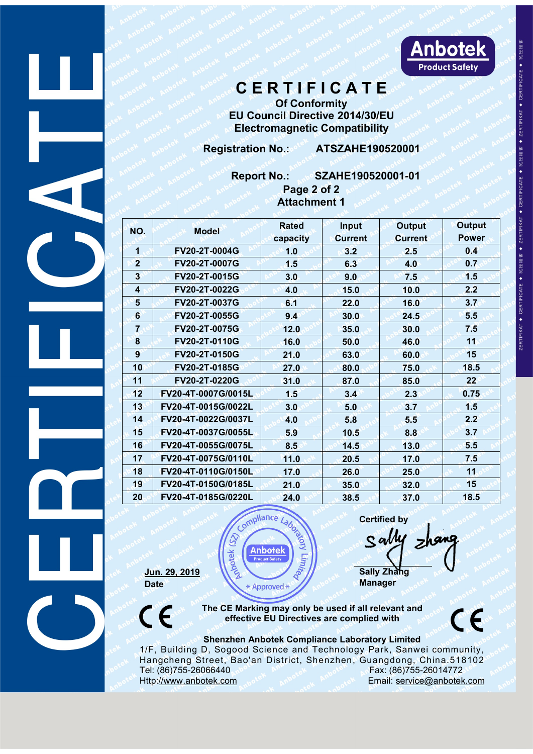# CERTIFICATE

**Of Conformity**
**EU Council Directive 2014/30/EU**
**Electromagnetic Compatibility**

**Registration No.:** ATSZAHE190520001

**Report No.:** SZAHE190520001-01

**Page 2 of 2**

**Attachment 1**

| NO. | Model | Rated capacity | Input Current | Output Current | Output Power |
|---|---|---|---|---|---|
| 1 | FV20-2T-0004G | 1.0 | 3.2 | 2.5 | 0.4 |
| 2 | FV20-2T-0007G | 1.5 | 6.3 | 4.0 | 0.7 |
| 3 | FV20-2T-0015G | 3.0 | 9.0 | 7.5 | 1.5 |
| 4 | FV20-2T-0022G | 4.0 | 15.0 | 10.0 | 2.2 |
| 5 | FV20-2T-0037G | 6.1 | 22.0 | 16.0 | 3.7 |
| 6 | FV20-2T-0055G | 9.4 | 30.0 | 24.5 | 5.5 |
| 7 | FV20-2T-0075G | 12.0 | 35.0 | 30.0 | 7.5 |
| 8 | FV20-2T-0110G | 16.0 | 50.0 | 46.0 | 11 |
| 9 | FV20-2T-0150G | 21.0 | 63.0 | 60.0 | 15 |
| 10 | FV20-2T-0185G | 27.0 | 80.0 | 75.0 | 18.5 |
| 11 | FV20-2T-0220G | 31.0 | 87.0 | 85.0 | 22 |
| 12 | FV20-4T-0007G/0015L | 1.5 | 3.4 | 2.3 | 0.75 |
| 13 | FV20-4T-0015G/0022L | 3.0 | 5.0 | 3.7 | 1.5 |
| 14 | FV20-4T-0022G/0037L | 4.0 | 5.8 | 5.5 | 2.2 |
| 15 | FV20-4T-0037G/0055L | 5.9 | 10.5 | 8.8 | 3.7 |
| 16 | FV20-4T-0055G/0075L | 8.5 | 14.5 | 13.0 | 5.5 |
| 17 | FV20-4T-0075G/0110L | 11.0 | 20.5 | 17.0 | 7.5 |
| 18 | FV20-4T-0110G/0150L | 17.0 | 26.0 | 25.0 | 11 |
| 19 | FV20-4T-0150G/0185L | 21.0 | 35.0 | 32.0 | 15 |
| 20 | FV20-4T-0185G/0220L | 24.0 | 38.5 | 37.0 | 18.5 |

Jun. 29, 2019
Date

Anbotek (SZ) Compliance Laboratory Limited — Approved

Certified by

Sally Zhang
Manager

CE

The CE Marking may only be used if all relevant and effective EU Directives are complied with

CE

**Shenzhen Anbotek Compliance Laboratory Limited**
1/F, Building D, Sogood Science and Technology Park, Sanwei community, Hangcheng Street, Bao'an District, Shenzhen, Guangdong, China.518102
Tel: (86)755-26066440 Fax: (86)755-26014772
Http://www.anbotek.com Email: service@anbotek.com